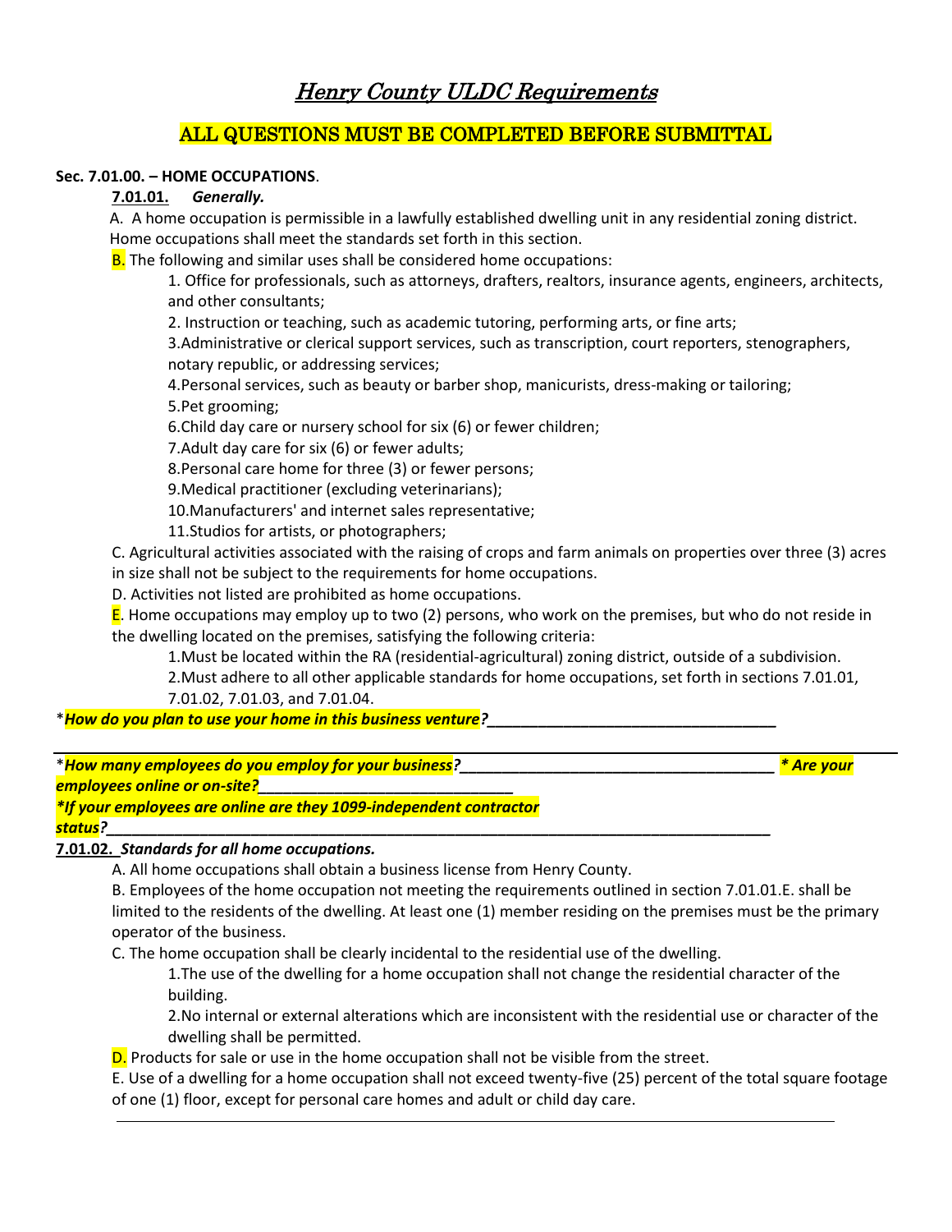# *Henry County ULDC Requirements*

## ALL QUESTIONS MUST BE COMPLETED BEFORE SUBMITTAL

**Sec. 7.01.00. – HOME OCCUPATIONS**.

**7.01.01.** ***Generally.***

A. A home occupation is permissible in a lawfully established dwelling unit in any residential zoning district. Home occupations shall meet the standards set forth in this section.

B. The following and similar uses shall be considered home occupations:

1. Office for professionals, such as attorneys, drafters, realtors, insurance agents, engineers, architects, and other consultants;
2. Instruction or teaching, such as academic tutoring, performing arts, or fine arts;
3. Administrative or clerical support services, such as transcription, court reporters, stenographers, notary republic, or addressing services;
4. Personal services, such as beauty or barber shop, manicurists, dress-making or tailoring;
5. Pet grooming;
6. Child day care or nursery school for six (6) or fewer children;
7. Adult day care for six (6) or fewer adults;
8. Personal care home for three (3) or fewer persons;
9. Medical practitioner (excluding veterinarians);
10. Manufacturers' and internet sales representative;
11. Studios for artists, or photographers;

C. Agricultural activities associated with the raising of crops and farm animals on properties over three (3) acres in size shall not be subject to the requirements for home occupations.

D. Activities not listed are prohibited as home occupations.

E. Home occupations may employ up to two (2) persons, who work on the premises, but who do not reside in the dwelling located on the premises, satisfying the following criteria:

1. Must be located within the RA (residential-agricultural) zoning district, outside of a subdivision.
2. Must adhere to all other applicable standards for home occupations, set forth in sections 7.01.01, 7.01.02, 7.01.03, and 7.01.04.

\****How do you plan to use your home in this business venture?***\_\_\_\_\_\_\_\_\_\_\_\_\_\_\_\_\_\_\_\_\_\_\_\_\_\_\_\_\_\_\_\_\_\_

---

\****How many employees do you employ for your business?***\_\_\_\_\_\_\_\_\_\_\_\_\_\_\_\_\_\_\_\_\_\_\_\_\_\_\_\_\_\_\_\_\_\_\_\_\_\_ ***\* Are your employees online or on-site?***\_\_\_\_\_\_\_\_\_\_\_\_\_\_\_\_\_\_\_\_\_\_\_\_\_\_\_\_\_\_\_

***\*If your employees are online are they 1099-independent contractor status?***\_\_\_\_\_\_\_\_\_\_\_\_\_\_\_\_\_\_\_\_\_\_\_\_\_\_\_\_\_\_\_\_\_\_\_\_\_\_\_\_\_\_\_\_\_\_\_\_\_\_\_\_\_\_\_\_\_\_\_\_\_\_\_\_\_\_\_\_\_\_\_\_\_\_\_\_\_\_\_\_\_

**7.01.02.** ***Standards for all home occupations.***

A. All home occupations shall obtain a business license from Henry County.

B. Employees of the home occupation not meeting the requirements outlined in section 7.01.01.E. shall be limited to the residents of the dwelling. At least one (1) member residing on the premises must be the primary operator of the business.

C. The home occupation shall be clearly incidental to the residential use of the dwelling.

1. The use of the dwelling for a home occupation shall not change the residential character of the building.
2. No internal or external alterations which are inconsistent with the residential use or character of the dwelling shall be permitted.

D. Products for sale or use in the home occupation shall not be visible from the street.

E. Use of a dwelling for a home occupation shall not exceed twenty-five (25) percent of the total square footage of one (1) floor, except for personal care homes and adult or child day care.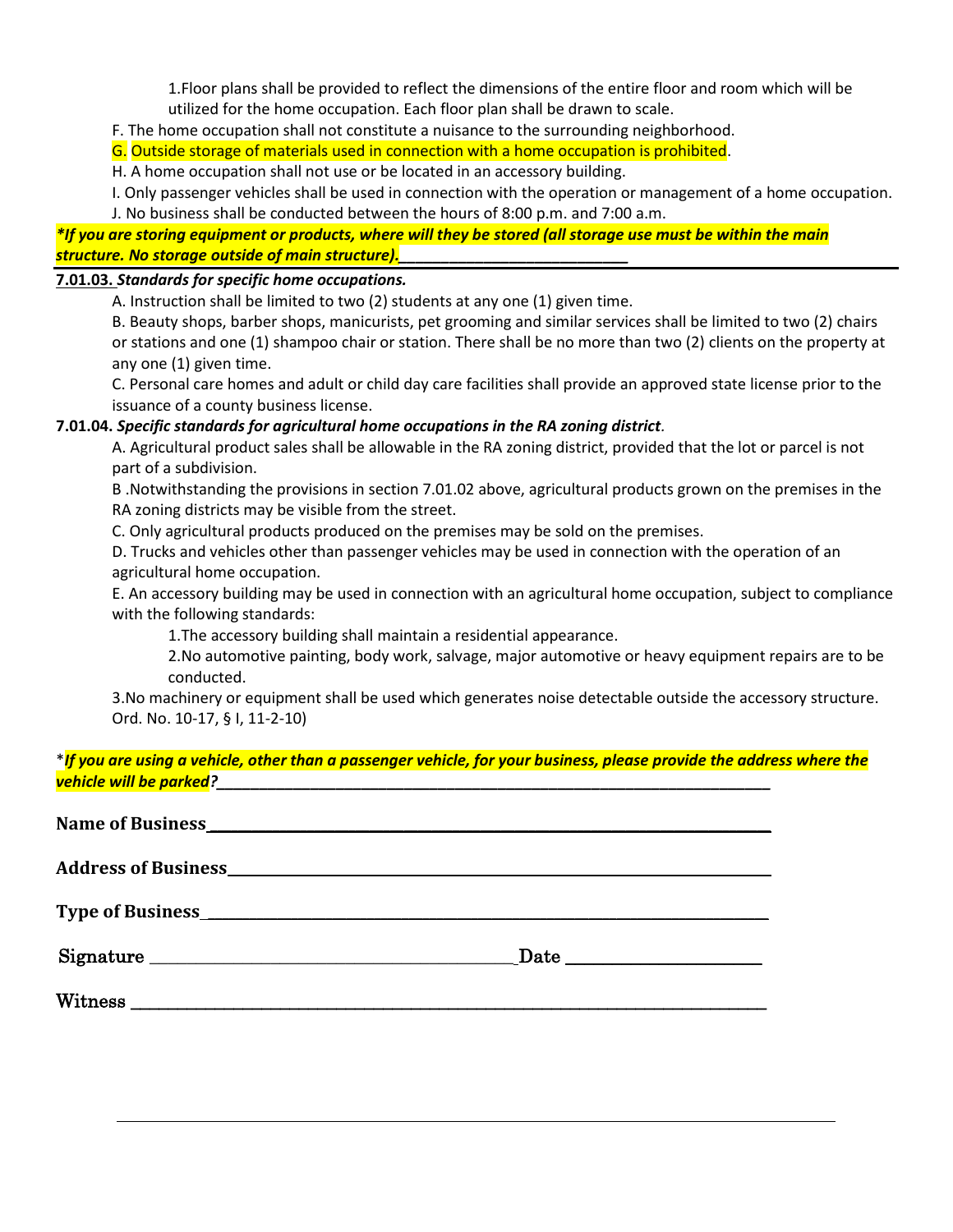1. Floor plans shall be provided to reflect the dimensions of the entire floor and room which will be utilized for the home occupation. Each floor plan shall be drawn to scale.

F. The home occupation shall not constitute a nuisance to the surrounding neighborhood.

G. Outside storage of materials used in connection with a home occupation is prohibited.

H. A home occupation shall not use or be located in an accessory building.

I. Only passenger vehicles shall be used in connection with the operation or management of a home occupation.

J. No business shall be conducted between the hours of 8:00 p.m. and 7:00 a.m.

***If you are storing equipment or products, where will they be stored (all storage use must be within the main structure. No storage outside of main structure).***___________________________

---

**7.01.03.** ***Standards for specific home occupations.***

A. Instruction shall be limited to two (2) students at any one (1) given time.

B. Beauty shops, barber shops, manicurists, pet grooming and similar services shall be limited to two (2) chairs or stations and one (1) shampoo chair or station. There shall be no more than two (2) clients on the property at any one (1) given time.

C. Personal care homes and adult or child day care facilities shall provide an approved state license prior to the issuance of a county business license.

**7.01.04.** ***Specific standards for agricultural home occupations in the RA zoning district.***

A. Agricultural product sales shall be allowable in the RA zoning district, provided that the lot or parcel is not part of a subdivision.

B .Notwithstanding the provisions in section 7.01.02 above, agricultural products grown on the premises in the RA zoning districts may be visible from the street.

C. Only agricultural products produced on the premises may be sold on the premises.

D. Trucks and vehicles other than passenger vehicles may be used in connection with the operation of an agricultural home occupation.

E. An accessory building may be used in connection with an agricultural home occupation, subject to compliance with the following standards:

1. The accessory building shall maintain a residential appearance.
2. No automotive painting, body work, salvage, major automotive or heavy equipment repairs are to be conducted.

3. No machinery or equipment shall be used which generates noise detectable outside the accessory structure. Ord. No. 10-17, § I, 11-2-10)

****If you are using a vehicle, other than a passenger vehicle, for your business, please provide the address where the vehicle will be parked?***_________________________________________________________________

**Name of Business**_________________________________________________________________

**Address of Business**_______________________________________________________________

**Type of Business**__________________________________________________________________

Signature _________________________________________ Date ______________________

Witness ___________________________________________________________________________